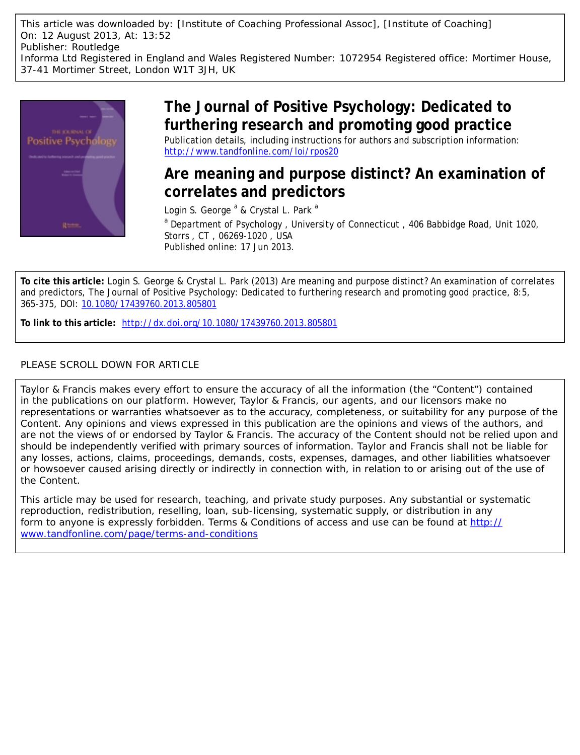This article was downloaded by: [Institute of Coaching Professional Assoc], [Institute of Coaching]
On: 12 August 2013, At: 13:52
Publisher: Routledge
Informa Ltd Registered in England and Wales Registered Number: 1072954 Registered office: Mortimer House, 37-41 Mortimer Street, London W1T 3JH, UK

# The Journal of Positive Psychology: Dedicated to furthering research and promoting good practice

Publication details, including instructions for authors and subscription information:
http://www.tandfonline.com/loi/rpos20

## Are meaning and purpose distinct? An examination of correlates and predictors

Login S. George [a] & Crystal L. Park [a]

[a] Department of Psychology , University of Connecticut , 406 Babbidge Road, Unit 1020, Storrs , CT , 06269-1020 , USA

Published online: 17 Jun 2013.

**To cite this article:** Login S. George & Crystal L. Park (2013) Are meaning and purpose distinct? An examination of correlates and predictors, The Journal of Positive Psychology: Dedicated to furthering research and promoting good practice, 8:5, 365-375, DOI: 10.1080/17439760.2013.805801

**To link to this article:** http://dx.doi.org/10.1080/17439760.2013.805801

PLEASE SCROLL DOWN FOR ARTICLE

Taylor & Francis makes every effort to ensure the accuracy of all the information (the "Content") contained in the publications on our platform. However, Taylor & Francis, our agents, and our licensors make no representations or warranties whatsoever as to the accuracy, completeness, or suitability for any purpose of the Content. Any opinions and views expressed in this publication are the opinions and views of the authors, and are not the views of or endorsed by Taylor & Francis. The accuracy of the Content should not be relied upon and should be independently verified with primary sources of information. Taylor and Francis shall not be liable for any losses, actions, claims, proceedings, demands, costs, expenses, damages, and other liabilities whatsoever or howsoever caused arising directly or indirectly in connection with, in relation to or arising out of the use of the Content.

This article may be used for research, teaching, and private study purposes. Any substantial or systematic reproduction, redistribution, reselling, loan, sub-licensing, systematic supply, or distribution in any form to anyone is expressly forbidden. Terms & Conditions of access and use can be found at http://www.tandfonline.com/page/terms-and-conditions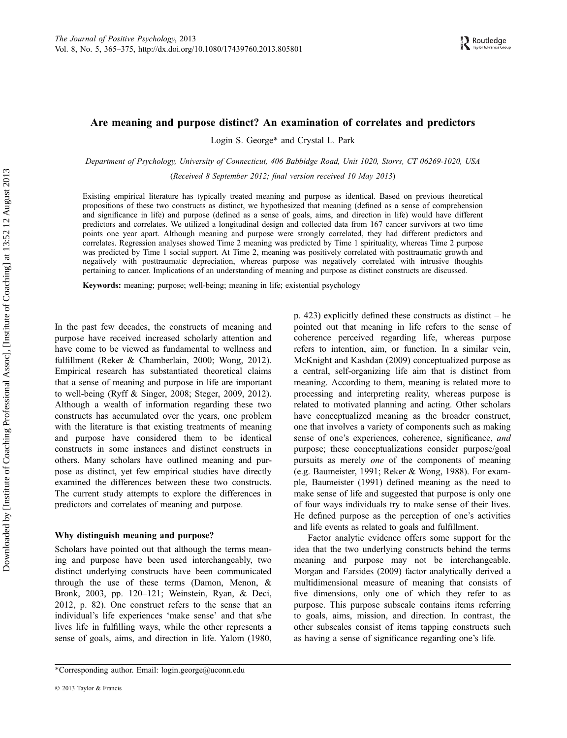# Are meaning and purpose distinct? An examination of correlates and predictors

Login S. George* and Crystal L. Park

*Department of Psychology, University of Connecticut, 406 Babbidge Road, Unit 1020, Storrs, CT 06269-1020, USA*

(*Received 8 September 2012; final version received 10 May 2013*)

Existing empirical literature has typically treated meaning and purpose as identical. Based on previous theoretical propositions of these two constructs as distinct, we hypothesized that meaning (defined as a sense of comprehension and significance in life) and purpose (defined as a sense of goals, aims, and direction in life) would have different predictors and correlates. We utilized a longitudinal design and collected data from 167 cancer survivors at two time points one year apart. Although meaning and purpose were strongly correlated, they had different predictors and correlates. Regression analyses showed Time 2 meaning was predicted by Time 1 spirituality, whereas Time 2 purpose was predicted by Time 1 social support. At Time 2, meaning was positively correlated with posttraumatic growth and negatively with posttraumatic depreciation, whereas purpose was negatively correlated with intrusive thoughts pertaining to cancer. Implications of an understanding of meaning and purpose as distinct constructs are discussed.

**Keywords:** meaning; purpose; well-being; meaning in life; existential psychology

In the past few decades, the constructs of meaning and purpose have received increased scholarly attention and have come to be viewed as fundamental to wellness and fulfillment (Reker & Chamberlain, 2000; Wong, 2012). Empirical research has substantiated theoretical claims that a sense of meaning and purpose in life are important to well-being (Ryff & Singer, 2008; Steger, 2009, 2012). Although a wealth of information regarding these two constructs has accumulated over the years, one problem with the literature is that existing treatments of meaning and purpose have considered them to be identical constructs in some instances and distinct constructs in others. Many scholars have outlined meaning and purpose as distinct, yet few empirical studies have directly examined the differences between these two constructs. The current study attempts to explore the differences in predictors and correlates of meaning and purpose.

## Why distinguish meaning and purpose?

Scholars have pointed out that although the terms meaning and purpose have been used interchangeably, two distinct underlying constructs have been communicated through the use of these terms (Damon, Menon, & Bronk, 2003, pp. 120–121; Weinstein, Ryan, & Deci, 2012, p. 82). One construct refers to the sense that an individual's life experiences 'make sense' and that s/he lives life in fulfilling ways, while the other represents a sense of goals, aims, and direction in life. Yalom (1980, p. 423) explicitly defined these constructs as distinct – he pointed out that meaning in life refers to the sense of coherence perceived regarding life, whereas purpose refers to intention, aim, or function. In a similar vein, McKnight and Kashdan (2009) conceptualized purpose as a central, self-organizing life aim that is distinct from meaning. According to them, meaning is related more to processing and interpreting reality, whereas purpose is related to motivated planning and acting. Other scholars have conceptualized meaning as the broader construct, one that involves a variety of components such as making sense of one's experiences, coherence, significance, *and* purpose; these conceptualizations consider purpose/goal pursuits as merely *one* of the components of meaning (e.g. Baumeister, 1991; Reker & Wong, 1988). For example, Baumeister (1991) defined meaning as the need to make sense of life and suggested that purpose is only one of four ways individuals try to make sense of their lives. He defined purpose as the perception of one's activities and life events as related to goals and fulfillment.

Factor analytic evidence offers some support for the idea that the two underlying constructs behind the terms meaning and purpose may not be interchangeable. Morgan and Farsides (2009) factor analytically derived a multidimensional measure of meaning that consists of five dimensions, only one of which they refer to as purpose. This purpose subscale contains items referring to goals, aims, mission, and direction. In contrast, the other subscales consist of items tapping constructs such as having a sense of significance regarding one's life.

*Corresponding author. Email: login.george@uconn.edu

© 2013 Taylor & Francis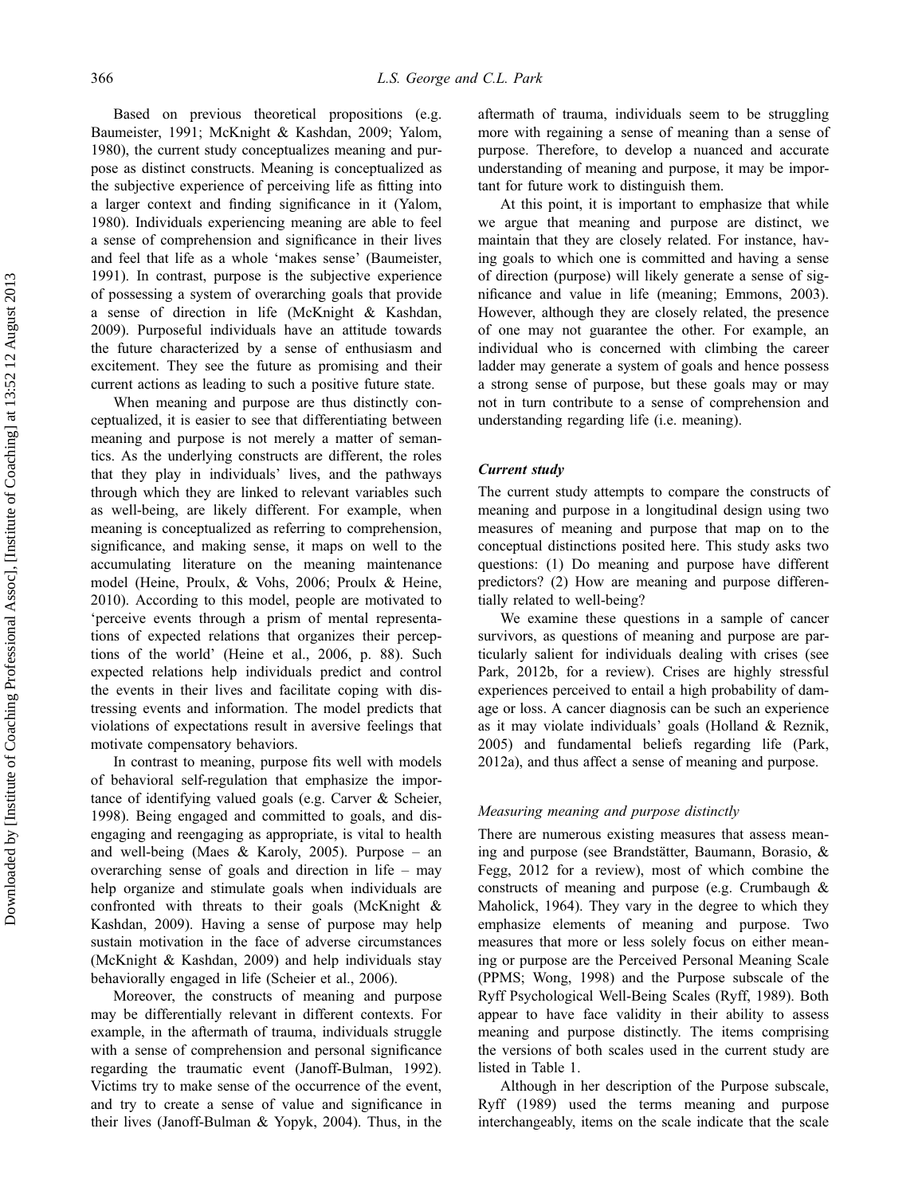Based on previous theoretical propositions (e.g. Baumeister, 1991; McKnight & Kashdan, 2009; Yalom, 1980), the current study conceptualizes meaning and purpose as distinct constructs. Meaning is conceptualized as the subjective experience of perceiving life as fitting into a larger context and finding significance in it (Yalom, 1980). Individuals experiencing meaning are able to feel a sense of comprehension and significance in their lives and feel that life as a whole 'makes sense' (Baumeister, 1991). In contrast, purpose is the subjective experience of possessing a system of overarching goals that provide a sense of direction in life (McKnight & Kashdan, 2009). Purposeful individuals have an attitude towards the future characterized by a sense of enthusiasm and excitement. They see the future as promising and their current actions as leading to such a positive future state.

When meaning and purpose are thus distinctly conceptualized, it is easier to see that differentiating between meaning and purpose is not merely a matter of semantics. As the underlying constructs are different, the roles that they play in individuals' lives, and the pathways through which they are linked to relevant variables such as well-being, are likely different. For example, when meaning is conceptualized as referring to comprehension, significance, and making sense, it maps on well to the accumulating literature on the meaning maintenance model (Heine, Proulx, & Vohs, 2006; Proulx & Heine, 2010). According to this model, people are motivated to 'perceive events through a prism of mental representations of expected relations that organizes their perceptions of the world' (Heine et al., 2006, p. 88). Such expected relations help individuals predict and control the events in their lives and facilitate coping with distressing events and information. The model predicts that violations of expectations result in aversive feelings that motivate compensatory behaviors.

In contrast to meaning, purpose fits well with models of behavioral self-regulation that emphasize the importance of identifying valued goals (e.g. Carver & Scheier, 1998). Being engaged and committed to goals, and disengaging and reengaging as appropriate, is vital to health and well-being (Maes & Karoly, 2005). Purpose – an overarching sense of goals and direction in life – may help organize and stimulate goals when individuals are confronted with threats to their goals (McKnight & Kashdan, 2009). Having a sense of purpose may help sustain motivation in the face of adverse circumstances (McKnight & Kashdan, 2009) and help individuals stay behaviorally engaged in life (Scheier et al., 2006).

Moreover, the constructs of meaning and purpose may be differentially relevant in different contexts. For example, in the aftermath of trauma, individuals struggle with a sense of comprehension and personal significance regarding the traumatic event (Janoff-Bulman, 1992). Victims try to make sense of the occurrence of the event, and try to create a sense of value and significance in their lives (Janoff-Bulman & Yopyk, 2004). Thus, in the aftermath of trauma, individuals seem to be struggling more with regaining a sense of meaning than a sense of purpose. Therefore, to develop a nuanced and accurate understanding of meaning and purpose, it may be important for future work to distinguish them.

At this point, it is important to emphasize that while we argue that meaning and purpose are distinct, we maintain that they are closely related. For instance, having goals to which one is committed and having a sense of direction (purpose) will likely generate a sense of significance and value in life (meaning; Emmons, 2003). However, although they are closely related, the presence of one may not guarantee the other. For example, an individual who is concerned with climbing the career ladder may generate a system of goals and hence possess a strong sense of purpose, but these goals may or may not in turn contribute to a sense of comprehension and understanding regarding life (i.e. meaning).

### *Current study*

The current study attempts to compare the constructs of meaning and purpose in a longitudinal design using two measures of meaning and purpose that map on to the conceptual distinctions posited here. This study asks two questions: (1) Do meaning and purpose have different predictors? (2) How are meaning and purpose differentially related to well-being?

We examine these questions in a sample of cancer survivors, as questions of meaning and purpose are particularly salient for individuals dealing with crises (see Park, 2012b, for a review). Crises are highly stressful experiences perceived to entail a high probability of damage or loss. A cancer diagnosis can be such an experience as it may violate individuals' goals (Holland & Reznik, 2005) and fundamental beliefs regarding life (Park, 2012a), and thus affect a sense of meaning and purpose.

#### *Measuring meaning and purpose distinctly*

There are numerous existing measures that assess meaning and purpose (see Brandstätter, Baumann, Borasio, & Fegg, 2012 for a review), most of which combine the constructs of meaning and purpose (e.g. Crumbaugh & Maholick, 1964). They vary in the degree to which they emphasize elements of meaning and purpose. Two measures that more or less solely focus on either meaning or purpose are the Perceived Personal Meaning Scale (PPMS; Wong, 1998) and the Purpose subscale of the Ryff Psychological Well-Being Scales (Ryff, 1989). Both appear to have face validity in their ability to assess meaning and purpose distinctly. The items comprising the versions of both scales used in the current study are listed in Table 1.

Although in her description of the Purpose subscale, Ryff (1989) used the terms meaning and purpose interchangeably, items on the scale indicate that the scale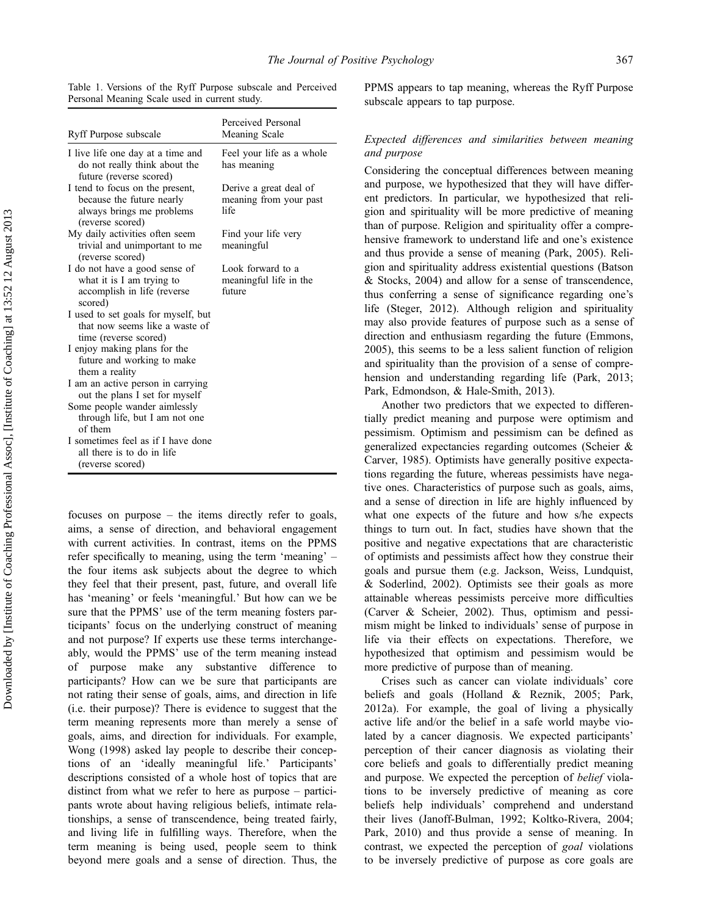Table 1. Versions of the Ryff Purpose subscale and Perceived Personal Meaning Scale used in current study.

| Ryff Purpose subscale | Perceived Personal Meaning Scale |
|---|---|
| I live life one day at a time and do not really think about the future (reverse scored) | Feel your life as a whole has meaning |
| I tend to focus on the present, because the future nearly always brings me problems (reverse scored) | Derive a great deal of meaning from your past life |
| My daily activities often seem trivial and unimportant to me (reverse scored) | Find your life very meaningful |
| I do not have a good sense of what it is I am trying to accomplish in life (reverse scored) | Look forward to a meaningful life in the future |
| I used to set goals for myself, but that now seems like a waste of time (reverse scored) | |
| I enjoy making plans for the future and working to make them a reality | |
| I am an active person in carrying out the plans I set for myself | |
| Some people wander aimlessly through life, but I am not one of them | |
| I sometimes feel as if I have done all there is to do in life (reverse scored) | |

focuses on purpose – the items directly refer to goals, aims, a sense of direction, and behavioral engagement with current activities. In contrast, items on the PPMS refer specifically to meaning, using the term 'meaning' – the four items ask subjects about the degree to which they feel that their present, past, future, and overall life has 'meaning' or feels 'meaningful.' But how can we be sure that the PPMS' use of the term meaning fosters participants' focus on the underlying construct of meaning and not purpose? If experts use these terms interchangeably, would the PPMS' use of the term meaning instead of purpose make any substantive difference to participants? How can we be sure that participants are not rating their sense of goals, aims, and direction in life (i.e. their purpose)? There is evidence to suggest that the term meaning represents more than merely a sense of goals, aims, and direction for individuals. For example, Wong (1998) asked lay people to describe their conceptions of an 'ideally meaningful life.' Participants' descriptions consisted of a whole host of topics that are distinct from what we refer to here as purpose – participants wrote about having religious beliefs, intimate relationships, a sense of transcendence, being treated fairly, and living life in fulfilling ways. Therefore, when the term meaning is being used, people seem to think beyond mere goals and a sense of direction. Thus, the PPMS appears to tap meaning, whereas the Ryff Purpose subscale appears to tap purpose.

### *Expected differences and similarities between meaning and purpose*

Considering the conceptual differences between meaning and purpose, we hypothesized that they will have different predictors. In particular, we hypothesized that religion and spirituality will be more predictive of meaning than of purpose. Religion and spirituality offer a comprehensive framework to understand life and one's existence and thus provide a sense of meaning (Park, 2005). Religion and spirituality address existential questions (Batson & Stocks, 2004) and allow for a sense of transcendence, thus conferring a sense of significance regarding one's life (Steger, 2012). Although religion and spirituality may also provide features of purpose such as a sense of direction and enthusiasm regarding the future (Emmons, 2005), this seems to be a less salient function of religion and spirituality than the provision of a sense of comprehension and understanding regarding life (Park, 2013; Park, Edmondson, & Hale-Smith, 2013).

Another two predictors that we expected to differentially predict meaning and purpose were optimism and pessimism. Optimism and pessimism can be defined as generalized expectancies regarding outcomes (Scheier & Carver, 1985). Optimists have generally positive expectations regarding the future, whereas pessimists have negative ones. Characteristics of purpose such as goals, aims, and a sense of direction in life are highly influenced by what one expects of the future and how s/he expects things to turn out. In fact, studies have shown that the positive and negative expectations that are characteristic of optimists and pessimists affect how they construe their goals and pursue them (e.g. Jackson, Weiss, Lundquist, & Soderlind, 2002). Optimists see their goals as more attainable whereas pessimists perceive more difficulties (Carver & Scheier, 2002). Thus, optimism and pessimism might be linked to individuals' sense of purpose in life via their effects on expectations. Therefore, we hypothesized that optimism and pessimism would be more predictive of purpose than of meaning.

Crises such as cancer can violate individuals' core beliefs and goals (Holland & Reznik, 2005; Park, 2012a). For example, the goal of living a physically active life and/or the belief in a safe world maybe violated by a cancer diagnosis. We expected participants' perception of their cancer diagnosis as violating their core beliefs and goals to differentially predict meaning and purpose. We expected the perception of *belief* violations to be inversely predictive of meaning as core beliefs help individuals' comprehend and understand their lives (Janoff-Bulman, 1992; Koltko-Rivera, 2004; Park, 2010) and thus provide a sense of meaning. In contrast, we expected the perception of *goal* violations to be inversely predictive of purpose as core goals are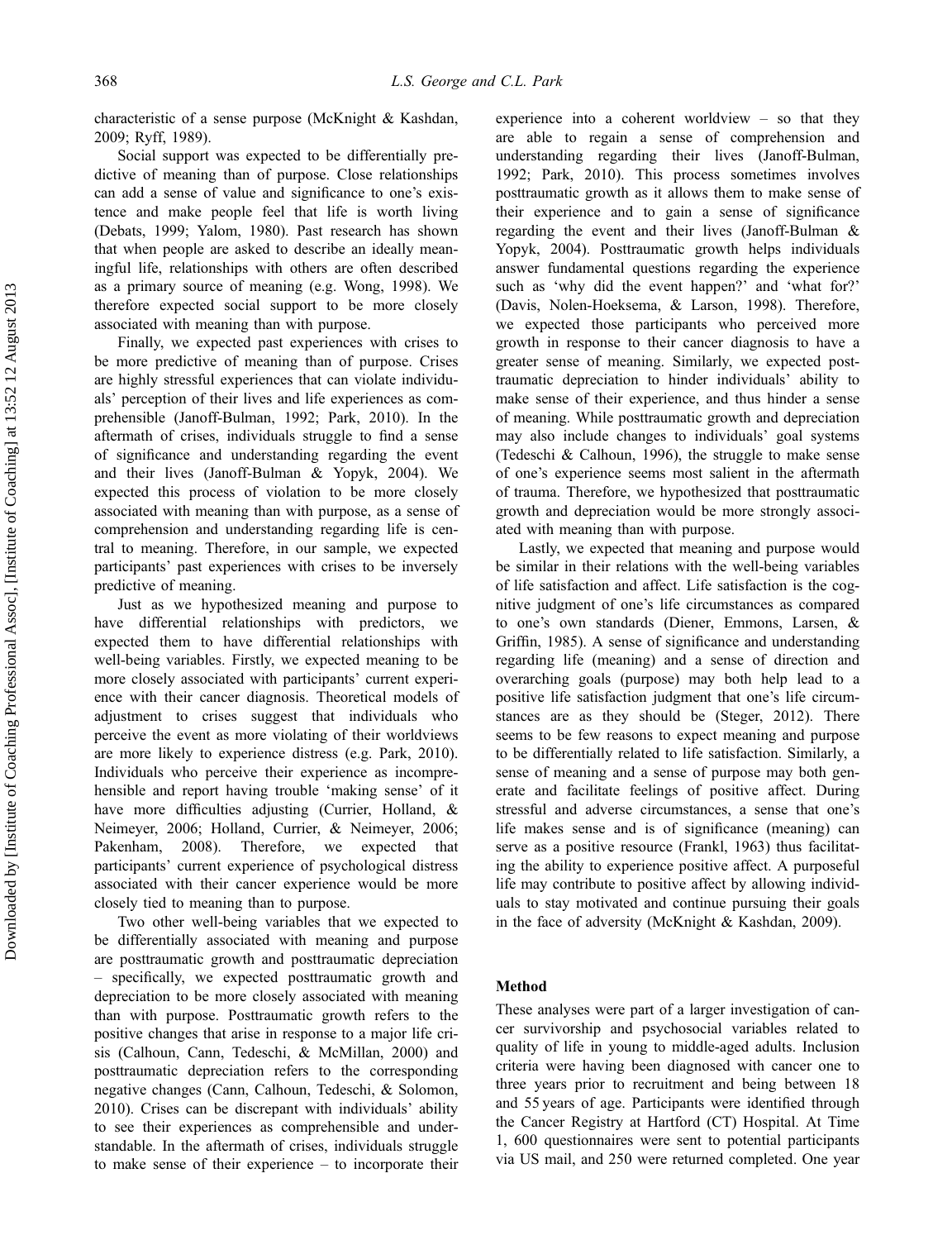characteristic of a sense purpose (McKnight & Kashdan, 2009; Ryff, 1989).

Social support was expected to be differentially predictive of meaning than of purpose. Close relationships can add a sense of value and significance to one's existence and make people feel that life is worth living (Debats, 1999; Yalom, 1980). Past research has shown that when people are asked to describe an ideally meaningful life, relationships with others are often described as a primary source of meaning (e.g. Wong, 1998). We therefore expected social support to be more closely associated with meaning than with purpose.

Finally, we expected past experiences with crises to be more predictive of meaning than of purpose. Crises are highly stressful experiences that can violate individuals' perception of their lives and life experiences as comprehensible (Janoff-Bulman, 1992; Park, 2010). In the aftermath of crises, individuals struggle to find a sense of significance and understanding regarding the event and their lives (Janoff-Bulman & Yopyk, 2004). We expected this process of violation to be more closely associated with meaning than with purpose, as a sense of comprehension and understanding regarding life is central to meaning. Therefore, in our sample, we expected participants' past experiences with crises to be inversely predictive of meaning.

Just as we hypothesized meaning and purpose to have differential relationships with predictors, we expected them to have differential relationships with well-being variables. Firstly, we expected meaning to be more closely associated with participants' current experience with their cancer diagnosis. Theoretical models of adjustment to crises suggest that individuals who perceive the event as more violating of their worldviews are more likely to experience distress (e.g. Park, 2010). Individuals who perceive their experience as incomprehensible and report having trouble 'making sense' of it have more difficulties adjusting (Currier, Holland, & Neimeyer, 2006; Holland, Currier, & Neimeyer, 2006; Pakenham, 2008). Therefore, we expected that participants' current experience of psychological distress associated with their cancer experience would be more closely tied to meaning than to purpose.

Two other well-being variables that we expected to be differentially associated with meaning and purpose are posttraumatic growth and posttraumatic depreciation – specifically, we expected posttraumatic growth and depreciation to be more closely associated with meaning than with purpose. Posttraumatic growth refers to the positive changes that arise in response to a major life crisis (Calhoun, Cann, Tedeschi, & McMillan, 2000) and posttraumatic depreciation refers to the corresponding negative changes (Cann, Calhoun, Tedeschi, & Solomon, 2010). Crises can be discrepant with individuals' ability to see their experiences as comprehensible and understandable. In the aftermath of crises, individuals struggle to make sense of their experience – to incorporate their experience into a coherent worldview – so that they are able to regain a sense of comprehension and understanding regarding their lives (Janoff-Bulman, 1992; Park, 2010). This process sometimes involves posttraumatic growth as it allows them to make sense of their experience and to gain a sense of significance regarding the event and their lives (Janoff-Bulman & Yopyk, 2004). Posttraumatic growth helps individuals answer fundamental questions regarding the experience such as 'why did the event happen?' and 'what for?' (Davis, Nolen-Hoeksema, & Larson, 1998). Therefore, we expected those participants who perceived more growth in response to their cancer diagnosis to have a greater sense of meaning. Similarly, we expected posttraumatic depreciation to hinder individuals' ability to make sense of their experience, and thus hinder a sense of meaning. While posttraumatic growth and depreciation may also include changes to individuals' goal systems (Tedeschi & Calhoun, 1996), the struggle to make sense of one's experience seems most salient in the aftermath of trauma. Therefore, we hypothesized that posttraumatic growth and depreciation would be more strongly associated with meaning than with purpose.

Lastly, we expected that meaning and purpose would be similar in their relations with the well-being variables of life satisfaction and affect. Life satisfaction is the cognitive judgment of one's life circumstances as compared to one's own standards (Diener, Emmons, Larsen, & Griffin, 1985). A sense of significance and understanding regarding life (meaning) and a sense of direction and overarching goals (purpose) may both help lead to a positive life satisfaction judgment that one's life circumstances are as they should be (Steger, 2012). There seems to be few reasons to expect meaning and purpose to be differentially related to life satisfaction. Similarly, a sense of meaning and a sense of purpose may both generate and facilitate feelings of positive affect. During stressful and adverse circumstances, a sense that one's life makes sense and is of significance (meaning) can serve as a positive resource (Frankl, 1963) thus facilitating the ability to experience positive affect. A purposeful life may contribute to positive affect by allowing individuals to stay motivated and continue pursuing their goals in the face of adversity (McKnight & Kashdan, 2009).

## Method

These analyses were part of a larger investigation of cancer survivorship and psychosocial variables related to quality of life in young to middle-aged adults. Inclusion criteria were having been diagnosed with cancer one to three years prior to recruitment and being between 18 and 55 years of age. Participants were identified through the Cancer Registry at Hartford (CT) Hospital. At Time 1, 600 questionnaires were sent to potential participants via US mail, and 250 were returned completed. One year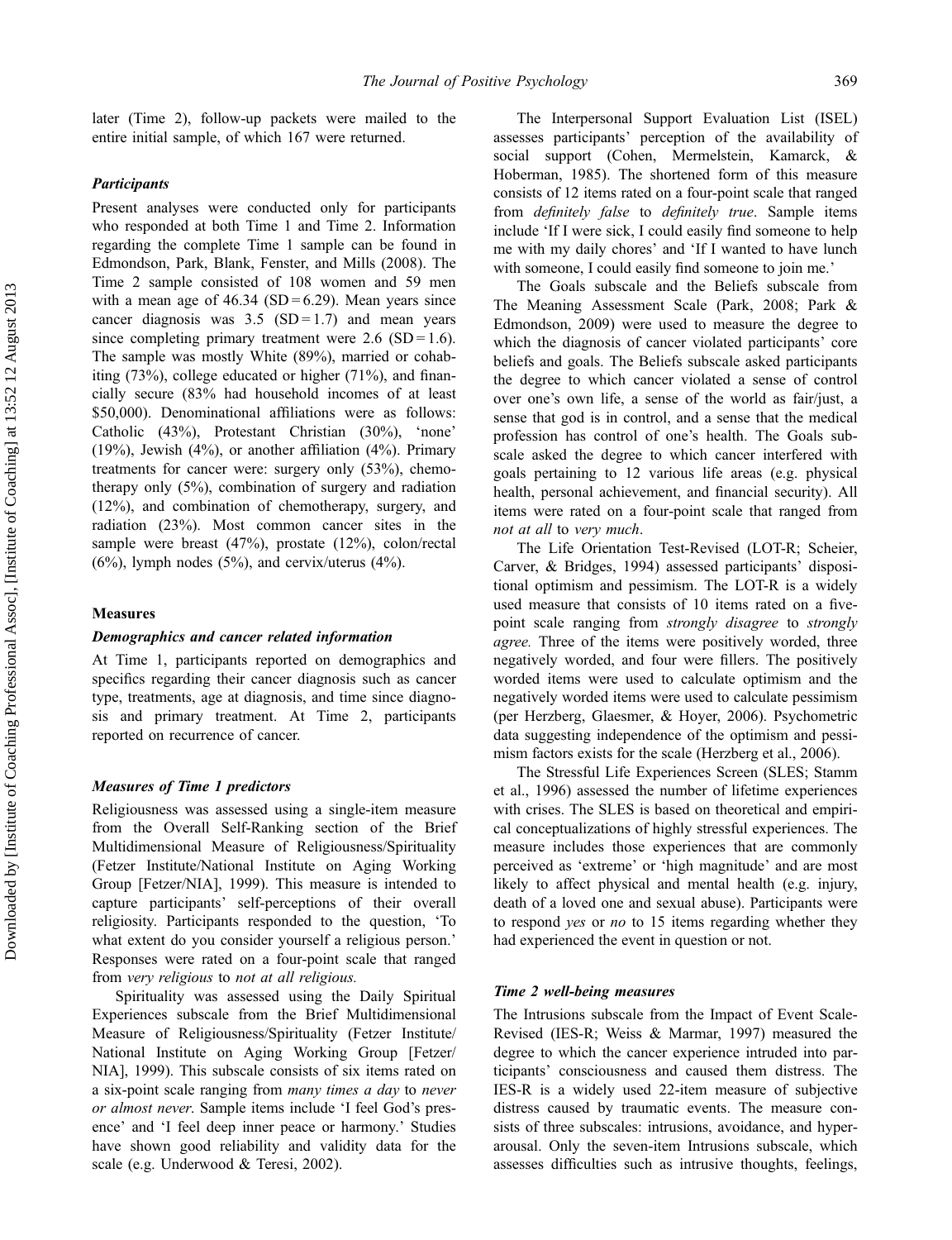later (Time 2), follow-up packets were mailed to the entire initial sample, of which 167 were returned.

### *Participants*

Present analyses were conducted only for participants who responded at both Time 1 and Time 2. Information regarding the complete Time 1 sample can be found in Edmondson, Park, Blank, Fenster, and Mills (2008). The Time 2 sample consisted of 108 women and 59 men with a mean age of 46.34 (SD = 6.29). Mean years since cancer diagnosis was 3.5 (SD = 1.7) and mean years since completing primary treatment were 2.6 (SD = 1.6). The sample was mostly White (89%), married or cohabiting (73%), college educated or higher (71%), and financially secure (83% had household incomes of at least $50,000). Denominational affiliations were as follows: Catholic (43%), Protestant Christian (30%), 'none' (19%), Jewish (4%), or another affiliation (4%). Primary treatments for cancer were: surgery only (53%), chemotherapy only (5%), combination of surgery and radiation (12%), and combination of chemotherapy, surgery, and radiation (23%). Most common cancer sites in the sample were breast (47%), prostate (12%), colon/rectal (6%), lymph nodes (5%), and cervix/uterus (4%).

## Measures

### *Demographics and cancer related information*

At Time 1, participants reported on demographics and specifics regarding their cancer diagnosis such as cancer type, treatments, age at diagnosis, and time since diagnosis and primary treatment. At Time 2, participants reported on recurrence of cancer.

### *Measures of Time 1 predictors*

Religiousness was assessed using a single-item measure from the Overall Self-Ranking section of the Brief Multidimensional Measure of Religiousness/Spirituality (Fetzer Institute/National Institute on Aging Working Group [Fetzer/NIA], 1999). This measure is intended to capture participants' self-perceptions of their overall religiosity. Participants responded to the question, 'To what extent do you consider yourself a religious person.' Responses were rated on a four-point scale that ranged from *very religious* to *not at all religious.*

Spirituality was assessed using the Daily Spiritual Experiences subscale from the Brief Multidimensional Measure of Religiousness/Spirituality (Fetzer Institute/National Institute on Aging Working Group [Fetzer/NIA], 1999). This subscale consists of six items rated on a six-point scale ranging from *many times a day* to *never or almost never*. Sample items include 'I feel God's presence' and 'I feel deep inner peace or harmony.' Studies have shown good reliability and validity data for the scale (e.g. Underwood & Teresi, 2002).

The Interpersonal Support Evaluation List (ISEL) assesses participants' perception of the availability of social support (Cohen, Mermelstein, Kamarck, & Hoberman, 1985). The shortened form of this measure consists of 12 items rated on a four-point scale that ranged from *definitely false* to *definitely true*. Sample items include 'If I were sick, I could easily find someone to help me with my daily chores' and 'If I wanted to have lunch with someone, I could easily find someone to join me.'

The Goals subscale and the Beliefs subscale from The Meaning Assessment Scale (Park, 2008; Park & Edmondson, 2009) were used to measure the degree to which the diagnosis of cancer violated participants' core beliefs and goals. The Beliefs subscale asked participants the degree to which cancer violated a sense of control over one's own life, a sense of the world as fair/just, a sense that god is in control, and a sense that the medical profession has control of one's health. The Goals subscale asked the degree to which cancer interfered with goals pertaining to 12 various life areas (e.g. physical health, personal achievement, and financial security). All items were rated on a four-point scale that ranged from *not at all* to *very much*.

The Life Orientation Test-Revised (LOT-R; Scheier, Carver, & Bridges, 1994) assessed participants' dispositional optimism and pessimism. The LOT-R is a widely used measure that consists of 10 items rated on a five-point scale ranging from *strongly disagree* to *strongly agree.* Three of the items were positively worded, three negatively worded, and four were fillers. The positively worded items were used to calculate optimism and the negatively worded items were used to calculate pessimism (per Herzberg, Glaesmer, & Hoyer, 2006). Psychometric data suggesting independence of the optimism and pessimism factors exists for the scale (Herzberg et al., 2006).

The Stressful Life Experiences Screen (SLES; Stamm et al., 1996) assessed the number of lifetime experiences with crises. The SLES is based on theoretical and empirical conceptualizations of highly stressful experiences. The measure includes those experiences that are commonly perceived as 'extreme' or 'high magnitude' and are most likely to affect physical and mental health (e.g. injury, death of a loved one and sexual abuse). Participants were to respond *yes* or *no* to 15 items regarding whether they had experienced the event in question or not.

### *Time 2 well-being measures*

The Intrusions subscale from the Impact of Event Scale-Revised (IES-R; Weiss & Marmar, 1997) measured the degree to which the cancer experience intruded into participants' consciousness and caused them distress. The IES-R is a widely used 22-item measure of subjective distress caused by traumatic events. The measure consists of three subscales: intrusions, avoidance, and hyperarousal. Only the seven-item Intrusions subscale, which assesses difficulties such as intrusive thoughts, feelings,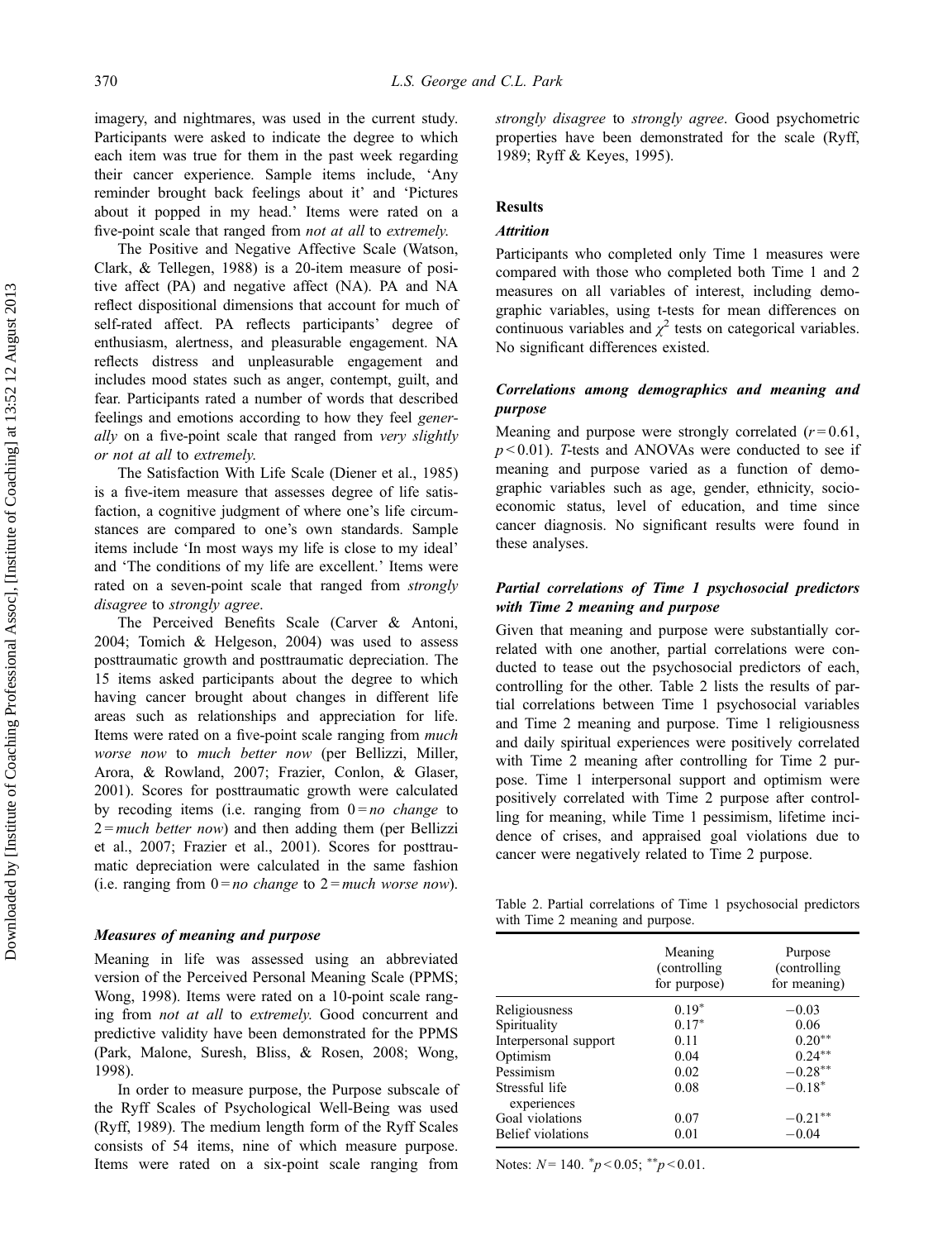imagery, and nightmares, was used in the current study. Participants were asked to indicate the degree to which each item was true for them in the past week regarding their cancer experience. Sample items include, 'Any reminder brought back feelings about it' and 'Pictures about it popped in my head.' Items were rated on a five-point scale that ranged from *not at all* to *extremely.*

The Positive and Negative Affective Scale (Watson, Clark, & Tellegen, 1988) is a 20-item measure of positive affect (PA) and negative affect (NA). PA and NA reflect dispositional dimensions that account for much of self-rated affect. PA reflects participants' degree of enthusiasm, alertness, and pleasurable engagement. NA reflects distress and unpleasurable engagement and includes mood states such as anger, contempt, guilt, and fear. Participants rated a number of words that described feelings and emotions according to how they feel *generally* on a five-point scale that ranged from *very slightly or not at all* to *extremely.*

The Satisfaction With Life Scale (Diener et al., 1985) is a five-item measure that assesses degree of life satisfaction, a cognitive judgment of where one's life circumstances are compared to one's own standards. Sample items include 'In most ways my life is close to my ideal' and 'The conditions of my life are excellent.' Items were rated on a seven-point scale that ranged from *strongly disagree* to *strongly agree*.

The Perceived Benefits Scale (Carver & Antoni, 2004; Tomich & Helgeson, 2004) was used to assess posttraumatic growth and posttraumatic depreciation. The 15 items asked participants about the degree to which having cancer brought about changes in different life areas such as relationships and appreciation for life. Items were rated on a five-point scale ranging from *much worse now* to *much better now* (per Bellizzi, Miller, Arora, & Rowland, 2007; Frazier, Conlon, & Glaser, 2001). Scores for posttraumatic growth were calculated by recoding items (i.e. ranging from 0 = *no change* to 2 = *much better now*) and then adding them (per Bellizzi et al., 2007; Frazier et al., 2001). Scores for posttraumatic depreciation were calculated in the same fashion (i.e. ranging from 0 = *no change* to 2 = *much worse now*).

### *Measures of meaning and purpose*

Meaning in life was assessed using an abbreviated version of the Perceived Personal Meaning Scale (PPMS; Wong, 1998). Items were rated on a 10-point scale ranging from *not at all* to *extremely*. Good concurrent and predictive validity have been demonstrated for the PPMS (Park, Malone, Suresh, Bliss, & Rosen, 2008; Wong, 1998).

In order to measure purpose, the Purpose subscale of the Ryff Scales of Psychological Well-Being was used (Ryff, 1989). The medium length form of the Ryff Scales consists of 54 items, nine of which measure purpose. Items were rated on a six-point scale ranging from *strongly disagree* to *strongly agree*. Good psychometric properties have been demonstrated for the scale (Ryff, 1989; Ryff & Keyes, 1995).

## Results

### *Attrition*

Participants who completed only Time 1 measures were compared with those who completed both Time 1 and 2 measures on all variables of interest, including demographic variables, using t-tests for mean differences on continuous variables and $\chi^2$ tests on categorical variables. No significant differences existed.

### *Correlations among demographics and meaning and purpose*

Meaning and purpose were strongly correlated ($r = 0.61$, $p < 0.01$). *T*-tests and ANOVAs were conducted to see if meaning and purpose varied as a function of demographic variables such as age, gender, ethnicity, socioeconomic status, level of education, and time since cancer diagnosis. No significant results were found in these analyses.

### *Partial correlations of Time 1 psychosocial predictors with Time 2 meaning and purpose*

Given that meaning and purpose were substantially correlated with one another, partial correlations were conducted to tease out the psychosocial predictors of each, controlling for the other. Table 2 lists the results of partial correlations between Time 1 psychosocial variables and Time 2 meaning and purpose. Time 1 religiousness and daily spiritual experiences were positively correlated with Time 2 meaning after controlling for Time 2 purpose. Time 1 interpersonal support and optimism were positively correlated with Time 2 purpose after controlling for meaning, while Time 1 pessimism, lifetime incidence of crises, and appraised goal violations due to cancer were negatively related to Time 2 purpose.

Table 2. Partial correlations of Time 1 psychosocial predictors with Time 2 meaning and purpose.

| | Meaning (controlling for purpose) | Purpose (controlling for meaning) |
|---|---|---|
| Religiousness | 0.19* | −0.03 |
| Spirituality | 0.17* | 0.06 |
| Interpersonal support | 0.11 | 0.20** |
| Optimism | 0.04 | 0.24** |
| Pessimism | 0.02 | −0.28** |
| Stressful life experiences | 0.08 | −0.18* |
| Goal violations | 0.07 | −0.21** |
| Belief violations | 0.01 | −0.04 |

Notes: $N = 140$. * $p < 0.05$; ** $p < 0.01$.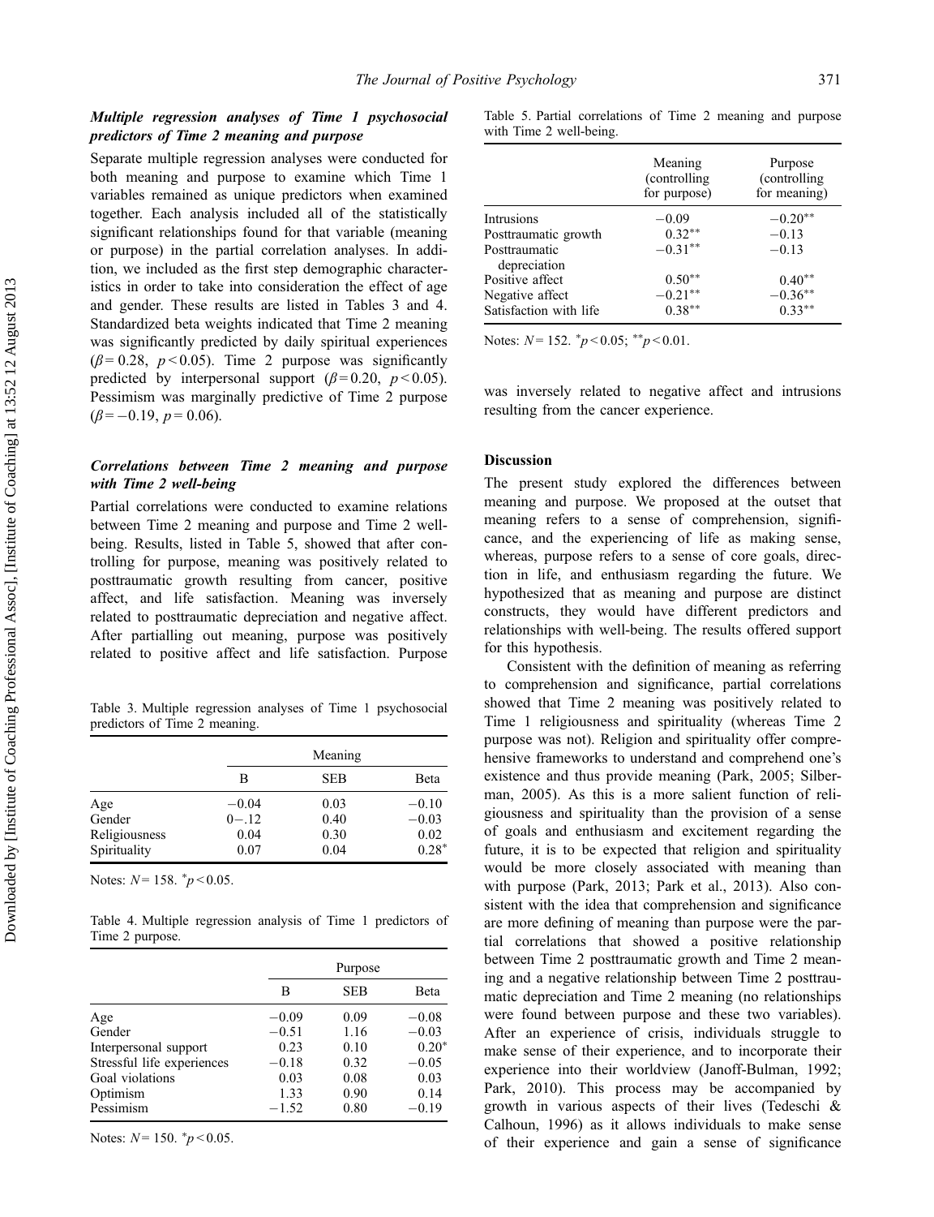### *Multiple regression analyses of Time 1 psychosocial predictors of Time 2 meaning and purpose*

Separate multiple regression analyses were conducted for both meaning and purpose to examine which Time 1 variables remained as unique predictors when examined together. Each analysis included all of the statistically significant relationships found for that variable (meaning or purpose) in the partial correlation analyses. In addition, we included as the first step demographic characteristics in order to take into consideration the effect of age and gender. These results are listed in Tables 3 and 4. Standardized beta weights indicated that Time 2 meaning was significantly predicted by daily spiritual experiences ($\beta = 0.28$, $p < 0.05$). Time 2 purpose was significantly predicted by interpersonal support ($\beta = 0.20$, $p < 0.05$). Pessimism was marginally predictive of Time 2 purpose ($\beta = -0.19$, $p = 0.06$).

### *Correlations between Time 2 meaning and purpose with Time 2 well-being*

Partial correlations were conducted to examine relations between Time 2 meaning and purpose and Time 2 well-being. Results, listed in Table 5, showed that after controlling for purpose, meaning was positively related to posttraumatic growth resulting from cancer, positive affect, and life satisfaction. Meaning was inversely related to posttraumatic depreciation and negative affect. After partialling out meaning, purpose was positively related to positive affect and life satisfaction. Purpose was inversely related to negative affect and intrusions resulting from the cancer experience.

Table 3. Multiple regression analyses of Time 1 psychosocial predictors of Time 2 meaning.

| | Meaning | | |
|---|---|---|---|
| | B | SEB | Beta |
| Age | −0.04 | 0.03 | −0.10 |
| Gender | 0−.12 | 0.40 | −0.03 |
| Religiousness | 0.04 | 0.30 | 0.02 |
| Spirituality | 0.07 | 0.04 | 0.28* |

Notes: $N = 158$. *$p < 0.05$.

Table 4. Multiple regression analysis of Time 1 predictors of Time 2 purpose.

| | Purpose | | |
|---|---|---|---|
| | B | SEB | Beta |
| Age | −0.09 | 0.09 | −0.08 |
| Gender | −0.51 | 1.16 | −0.03 |
| Interpersonal support | 0.23 | 0.10 | 0.20* |
| Stressful life experiences | −0.18 | 0.32 | −0.05 |
| Goal violations | 0.03 | 0.08 | 0.03 |
| Optimism | 1.33 | 0.90 | 0.14 |
| Pessimism | −1.52 | 0.80 | −0.19 |

Notes: $N = 150$. *$p < 0.05$.

Table 5. Partial correlations of Time 2 meaning and purpose with Time 2 well-being.

| | Meaning (controlling for purpose) | Purpose (controlling for meaning) |
|---|---|---|
| Intrusions | −0.09 | −0.20** |
| Posttraumatic growth | 0.32** | −0.13 |
| Posttraumatic depreciation | −0.31** | −0.13 |
| Positive affect | 0.50** | 0.40** |
| Negative affect | −0.21** | −0.36** |
| Satisfaction with life | 0.38** | 0.33** |

Notes: $N = 152$. *$p < 0.05$; **$p < 0.01$.

## Discussion

The present study explored the differences between meaning and purpose. We proposed at the outset that meaning refers to a sense of comprehension, significance, and the experiencing of life as making sense, whereas, purpose refers to a sense of core goals, direction in life, and enthusiasm regarding the future. We hypothesized that as meaning and purpose are distinct constructs, they would have different predictors and relationships with well-being. The results offered support for this hypothesis.

Consistent with the definition of meaning as referring to comprehension and significance, partial correlations showed that Time 2 meaning was positively related to Time 1 religiousness and spirituality (whereas Time 2 purpose was not). Religion and spirituality offer comprehensive frameworks to understand and comprehend one's existence and thus provide meaning (Park, 2005; Silberman, 2005). As this is a more salient function of religiousness and spirituality than the provision of a sense of goals and enthusiasm and excitement regarding the future, it is to be expected that religion and spirituality would be more closely associated with meaning than with purpose (Park, 2013; Park et al., 2013). Also consistent with the idea that comprehension and significance are more defining of meaning than purpose were the partial correlations that showed a positive relationship between Time 2 posttraumatic growth and Time 2 meaning and a negative relationship between Time 2 posttraumatic depreciation and Time 2 meaning (no relationships were found between purpose and these two variables). After an experience of crisis, individuals struggle to make sense of their experience, and to incorporate their experience into their worldview (Janoff-Bulman, 1992; Park, 2010). This process may be accompanied by growth in various aspects of their lives (Tedeschi & Calhoun, 1996) as it allows individuals to make sense of their experience and gain a sense of significance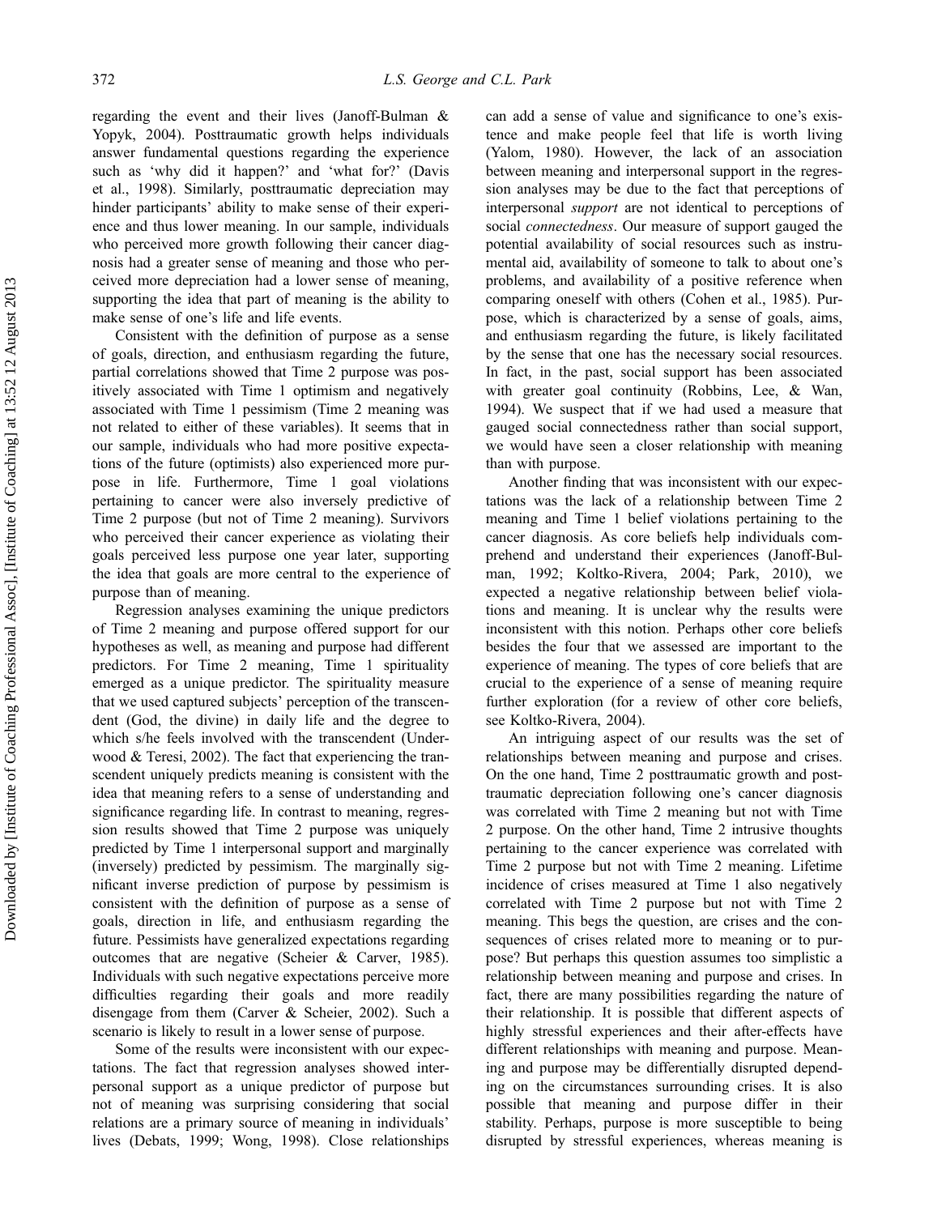regarding the event and their lives (Janoff-Bulman & Yopyk, 2004). Posttraumatic growth helps individuals answer fundamental questions regarding the experience such as 'why did it happen?' and 'what for?' (Davis et al., 1998). Similarly, posttraumatic depreciation may hinder participants' ability to make sense of their experience and thus lower meaning. In our sample, individuals who perceived more growth following their cancer diagnosis had a greater sense of meaning and those who perceived more depreciation had a lower sense of meaning, supporting the idea that part of meaning is the ability to make sense of one's life and life events.

Consistent with the definition of purpose as a sense of goals, direction, and enthusiasm regarding the future, partial correlations showed that Time 2 purpose was positively associated with Time 1 optimism and negatively associated with Time 1 pessimism (Time 2 meaning was not related to either of these variables). It seems that in our sample, individuals who had more positive expectations of the future (optimists) also experienced more purpose in life. Furthermore, Time 1 goal violations pertaining to cancer were also inversely predictive of Time 2 purpose (but not of Time 2 meaning). Survivors who perceived their cancer experience as violating their goals perceived less purpose one year later, supporting the idea that goals are more central to the experience of purpose than of meaning.

Regression analyses examining the unique predictors of Time 2 meaning and purpose offered support for our hypotheses as well, as meaning and purpose had different predictors. For Time 2 meaning, Time 1 spirituality emerged as a unique predictor. The spirituality measure that we used captured subjects' perception of the transcendent (God, the divine) in daily life and the degree to which s/he feels involved with the transcendent (Underwood & Teresi, 2002). The fact that experiencing the transcendent uniquely predicts meaning is consistent with the idea that meaning refers to a sense of understanding and significance regarding life. In contrast to meaning, regression results showed that Time 2 purpose was uniquely predicted by Time 1 interpersonal support and marginally (inversely) predicted by pessimism. The marginally significant inverse prediction of purpose by pessimism is consistent with the definition of purpose as a sense of goals, direction in life, and enthusiasm regarding the future. Pessimists have generalized expectations regarding outcomes that are negative (Scheier & Carver, 1985). Individuals with such negative expectations perceive more difficulties regarding their goals and more readily disengage from them (Carver & Scheier, 2002). Such a scenario is likely to result in a lower sense of purpose.

Some of the results were inconsistent with our expectations. The fact that regression analyses showed interpersonal support as a unique predictor of purpose but not of meaning was surprising considering that social relations are a primary source of meaning in individuals' lives (Debats, 1999; Wong, 1998). Close relationships can add a sense of value and significance to one's existence and make people feel that life is worth living (Yalom, 1980). However, the lack of an association between meaning and interpersonal support in the regression analyses may be due to the fact that perceptions of interpersonal *support* are not identical to perceptions of social *connectedness*. Our measure of support gauged the potential availability of social resources such as instrumental aid, availability of someone to talk to about one's problems, and availability of a positive reference when comparing oneself with others (Cohen et al., 1985). Purpose, which is characterized by a sense of goals, aims, and enthusiasm regarding the future, is likely facilitated by the sense that one has the necessary social resources. In fact, in the past, social support has been associated with greater goal continuity (Robbins, Lee, & Wan, 1994). We suspect that if we had used a measure that gauged social connectedness rather than social support, we would have seen a closer relationship with meaning than with purpose.

Another finding that was inconsistent with our expectations was the lack of a relationship between Time 2 meaning and Time 1 belief violations pertaining to the cancer diagnosis. As core beliefs help individuals comprehend and understand their experiences (Janoff-Bulman, 1992; Koltko-Rivera, 2004; Park, 2010), we expected a negative relationship between belief violations and meaning. It is unclear why the results were inconsistent with this notion. Perhaps other core beliefs besides the four that we assessed are important to the experience of meaning. The types of core beliefs that are crucial to the experience of a sense of meaning require further exploration (for a review of other core beliefs, see Koltko-Rivera, 2004).

An intriguing aspect of our results was the set of relationships between meaning and purpose and crises. On the one hand, Time 2 posttraumatic growth and posttraumatic depreciation following one's cancer diagnosis was correlated with Time 2 meaning but not with Time 2 purpose. On the other hand, Time 2 intrusive thoughts pertaining to the cancer experience was correlated with Time 2 purpose but not with Time 2 meaning. Lifetime incidence of crises measured at Time 1 also negatively correlated with Time 2 purpose but not with Time 2 meaning. This begs the question, are crises and the consequences of crises related more to meaning or to purpose? But perhaps this question assumes too simplistic a relationship between meaning and purpose and crises. In fact, there are many possibilities regarding the nature of their relationship. It is possible that different aspects of highly stressful experiences and their after-effects have different relationships with meaning and purpose. Meaning and purpose may be differentially disrupted depending on the circumstances surrounding crises. It is also possible that meaning and purpose differ in their stability. Perhaps, purpose is more susceptible to being disrupted by stressful experiences, whereas meaning is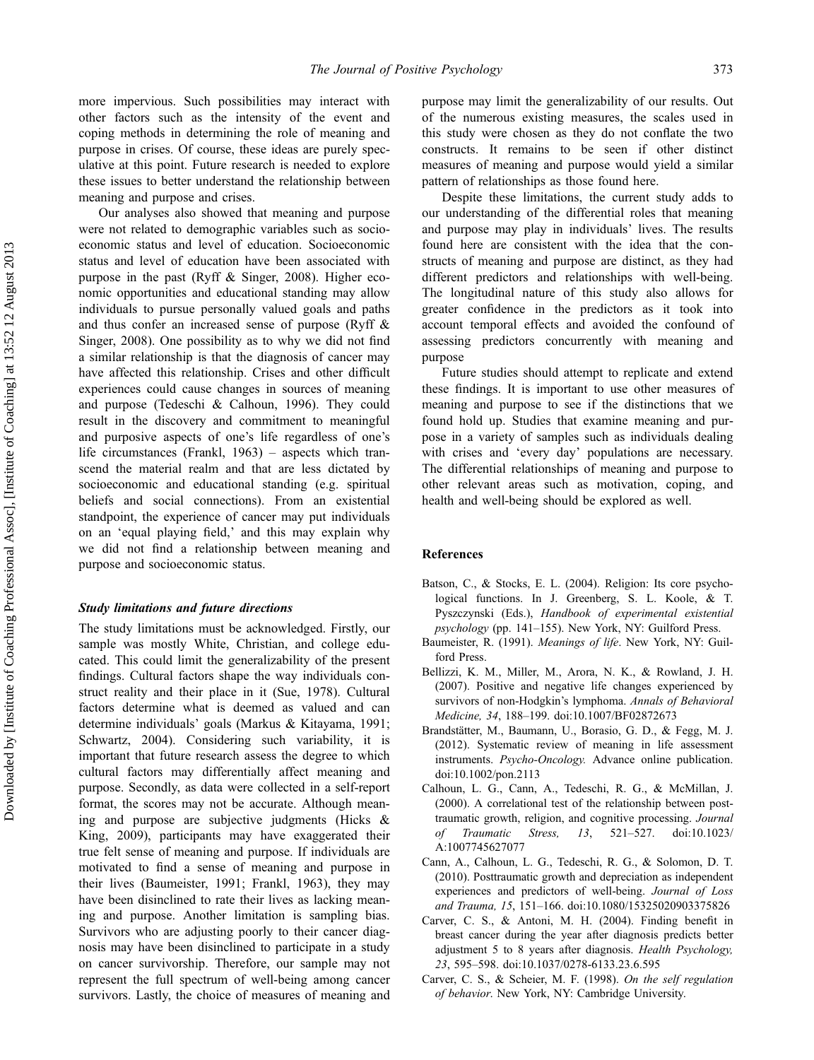more impervious. Such possibilities may interact with other factors such as the intensity of the event and coping methods in determining the role of meaning and purpose in crises. Of course, these ideas are purely speculative at this point. Future research is needed to explore these issues to better understand the relationship between meaning and purpose and crises.

Our analyses also showed that meaning and purpose were not related to demographic variables such as socioeconomic status and level of education. Socioeconomic status and level of education have been associated with purpose in the past (Ryff & Singer, 2008). Higher economic opportunities and educational standing may allow individuals to pursue personally valued goals and paths and thus confer an increased sense of purpose (Ryff & Singer, 2008). One possibility as to why we did not find a similar relationship is that the diagnosis of cancer may have affected this relationship. Crises and other difficult experiences could cause changes in sources of meaning and purpose (Tedeschi & Calhoun, 1996). They could result in the discovery and commitment to meaningful and purposive aspects of one's life regardless of one's life circumstances (Frankl, 1963) – aspects which transcend the material realm and that are less dictated by socioeconomic and educational standing (e.g. spiritual beliefs and social connections). From an existential standpoint, the experience of cancer may put individuals on an 'equal playing field,' and this may explain why we did not find a relationship between meaning and purpose and socioeconomic status.

### *Study limitations and future directions*

The study limitations must be acknowledged. Firstly, our sample was mostly White, Christian, and college educated. This could limit the generalizability of the present findings. Cultural factors shape the way individuals construct reality and their place in it (Sue, 1978). Cultural factors determine what is deemed as valued and can determine individuals' goals (Markus & Kitayama, 1991; Schwartz, 2004). Considering such variability, it is important that future research assess the degree to which cultural factors may differentially affect meaning and purpose. Secondly, as data were collected in a self-report format, the scores may not be accurate. Although meaning and purpose are subjective judgments (Hicks & King, 2009), participants may have exaggerated their true felt sense of meaning and purpose. If individuals are motivated to find a sense of meaning and purpose in their lives (Baumeister, 1991; Frankl, 1963), they may have been disinclined to rate their lives as lacking meaning and purpose. Another limitation is sampling bias. Survivors who are adjusting poorly to their cancer diagnosis may have been disinclined to participate in a study on cancer survivorship. Therefore, our sample may not represent the full spectrum of well-being among cancer survivors. Lastly, the choice of measures of meaning and purpose may limit the generalizability of our results. Out of the numerous existing measures, the scales used in this study were chosen as they do not conflate the two constructs. It remains to be seen if other distinct measures of meaning and purpose would yield a similar pattern of relationships as those found here.

Despite these limitations, the current study adds to our understanding of the differential roles that meaning and purpose may play in individuals' lives. The results found here are consistent with the idea that the constructs of meaning and purpose are distinct, as they had different predictors and relationships with well-being. The longitudinal nature of this study also allows for greater confidence in the predictors as it took into account temporal effects and avoided the confound of assessing predictors concurrently with meaning and purpose

Future studies should attempt to replicate and extend these findings. It is important to use other measures of meaning and purpose to see if the distinctions that we found hold up. Studies that examine meaning and purpose in a variety of samples such as individuals dealing with crises and 'every day' populations are necessary. The differential relationships of meaning and purpose to other relevant areas such as motivation, coping, and health and well-being should be explored as well.

## References

Batson, C., & Stocks, E. L. (2004). Religion: Its core psychological functions. In J. Greenberg, S. L. Koole, & T. Pyszczynski (Eds.), *Handbook of experimental existential psychology* (pp. 141–155). New York, NY: Guilford Press.

Baumeister, R. (1991). *Meanings of life*. New York, NY: Guilford Press.

Bellizzi, K. M., Miller, M., Arora, N. K., & Rowland, J. H. (2007). Positive and negative life changes experienced by survivors of non-Hodgkin's lymphoma. *Annals of Behavioral Medicine, 34*, 188–199. doi:10.1007/BF02872673

Brandstätter, M., Baumann, U., Borasio, G. D., & Fegg, M. J. (2012). Systematic review of meaning in life assessment instruments. *Psycho-Oncology.* Advance online publication. doi:10.1002/pon.2113

Calhoun, L. G., Cann, A., Tedeschi, R. G., & McMillan, J. (2000). A correlational test of the relationship between posttraumatic growth, religion, and cognitive processing. *Journal of Traumatic Stress, 13*, 521–527. doi:10.1023/A:1007745627077

Cann, A., Calhoun, L. G., Tedeschi, R. G., & Solomon, D. T. (2010). Posttraumatic growth and depreciation as independent experiences and predictors of well-being. *Journal of Loss and Trauma, 15*, 151–166. doi:10.1080/15325020903375826

Carver, C. S., & Antoni, M. H. (2004). Finding benefit in breast cancer during the year after diagnosis predicts better adjustment 5 to 8 years after diagnosis. *Health Psychology, 23*, 595–598. doi:10.1037/0278-6133.23.6.595

Carver, C. S., & Scheier, M. F. (1998). *On the self regulation of behavior*. New York, NY: Cambridge University.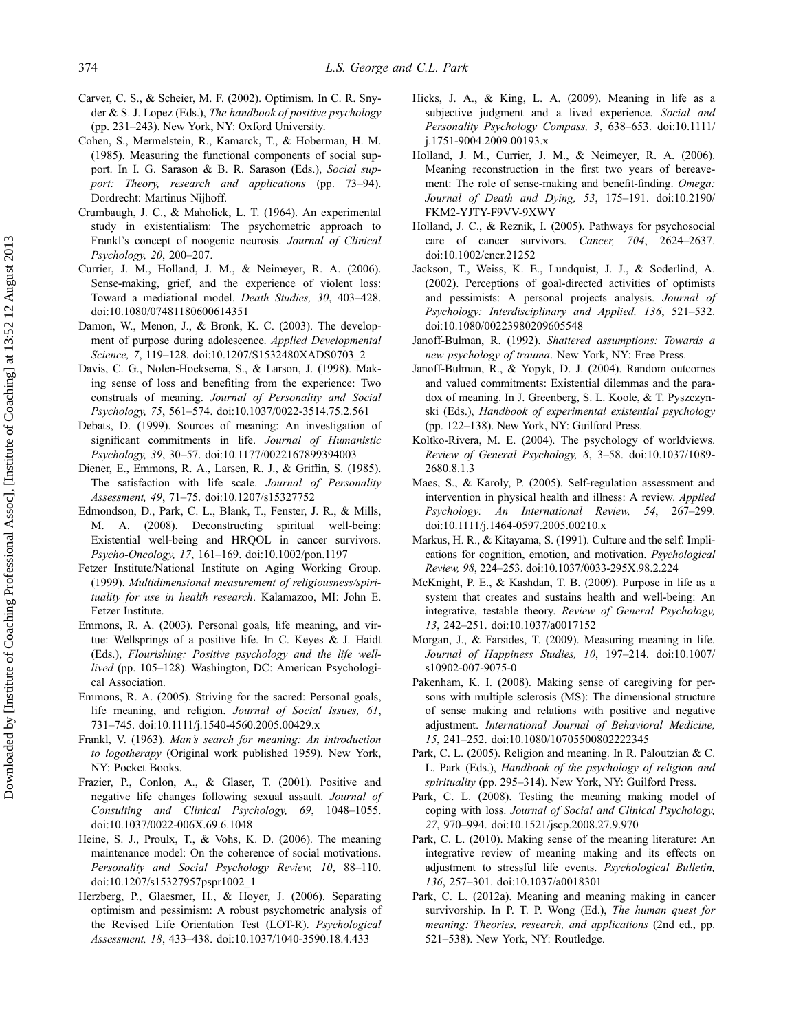Carver, C. S., & Scheier, M. F. (2002). Optimism. In C. R. Snyder & S. J. Lopez (Eds.), *The handbook of positive psychology* (pp. 231–243). New York, NY: Oxford University.

Cohen, S., Mermelstein, R., Kamarck, T., & Hoberman, H. M. (1985). Measuring the functional components of social support. In I. G. Sarason & B. R. Sarason (Eds.), *Social support: Theory, research and applications* (pp. 73–94). Dordrecht: Martinus Nijhoff.

Crumbaugh, J. C., & Maholick, L. T. (1964). An experimental study in existentialism: The psychometric approach to Frankl's concept of noogenic neurosis. *Journal of Clinical Psychology, 20*, 200–207.

Currier, J. M., Holland, J. M., & Neimeyer, R. A. (2006). Sense-making, grief, and the experience of violent loss: Toward a mediational model. *Death Studies, 30*, 403–428. doi:10.1080/07481180600614351

Damon, W., Menon, J., & Bronk, K. C. (2003). The development of purpose during adolescence. *Applied Developmental Science, 7*, 119–128. doi:10.1207/S1532480XADS0703_2

Davis, C. G., Nolen-Hoeksema, S., & Larson, J. (1998). Making sense of loss and benefiting from the experience: Two construals of meaning. *Journal of Personality and Social Psychology, 75*, 561–574. doi:10.1037/0022-3514.75.2.561

Debats, D. (1999). Sources of meaning: An investigation of significant commitments in life. *Journal of Humanistic Psychology, 39*, 30–57. doi:10.1177/0022167899394003

Diener, E., Emmons, R. A., Larsen, R. J., & Griffin, S. (1985). The satisfaction with life scale. *Journal of Personality Assessment, 49*, 71–75. doi:10.1207/s15327752

Edmondson, D., Park, C. L., Blank, T., Fenster, J. R., & Mills, M. A. (2008). Deconstructing spiritual well-being: Existential well-being and HRQOL in cancer survivors. *Psycho-Oncology, 17*, 161–169. doi:10.1002/pon.1197

Fetzer Institute/National Institute on Aging Working Group. (1999). *Multidimensional measurement of religiousness/spirituality for use in health research*. Kalamazoo, MI: John E. Fetzer Institute.

Emmons, R. A. (2003). Personal goals, life meaning, and virtue: Wellsprings of a positive life. In C. Keyes & J. Haidt (Eds.), *Flourishing: Positive psychology and the life well-lived* (pp. 105–128). Washington, DC: American Psychological Association.

Emmons, R. A. (2005). Striving for the sacred: Personal goals, life meaning, and religion. *Journal of Social Issues, 61*, 731–745. doi:10.1111/j.1540-4560.2005.00429.x

Frankl, V. (1963). *Man's search for meaning: An introduction to logotherapy* (Original work published 1959). New York, NY: Pocket Books.

Frazier, P., Conlon, A., & Glaser, T. (2001). Positive and negative life changes following sexual assault. *Journal of Consulting and Clinical Psychology, 69*, 1048–1055. doi:10.1037/0022-006X.69.6.1048

Heine, S. J., Proulx, T., & Vohs, K. D. (2006). The meaning maintenance model: On the coherence of social motivations. *Personality and Social Psychology Review, 10*, 88–110. doi:10.1207/s15327957pspr1002_1

Herzberg, P., Glaesmer, H., & Hoyer, J. (2006). Separating optimism and pessimism: A robust psychometric analysis of the Revised Life Orientation Test (LOT-R). *Psychological Assessment, 18*, 433–438. doi:10.1037/1040-3590.18.4.433

Hicks, J. A., & King, L. A. (2009). Meaning in life as a subjective judgment and a lived experience. *Social and Personality Psychology Compass, 3*, 638–653. doi:10.1111/j.1751-9004.2009.00193.x

Holland, J. M., Currier, J. M., & Neimeyer, R. A. (2006). Meaning reconstruction in the first two years of bereavement: The role of sense-making and benefit-finding. *Omega: Journal of Death and Dying, 53*, 175–191. doi:10.2190/FKM2-YJTY-F9VV-9XWY

Holland, J. C., & Reznik, I. (2005). Pathways for psychosocial care of cancer survivors. *Cancer, 704*, 2624–2637. doi:10.1002/cncr.21252

Jackson, T., Weiss, K. E., Lundquist, J. J., & Soderlind, A. (2002). Perceptions of goal-directed activities of optimists and pessimists: A personal projects analysis. *Journal of Psychology: Interdisciplinary and Applied, 136*, 521–532. doi:10.1080/00223980209605548

Janoff-Bulman, R. (1992). *Shattered assumptions: Towards a new psychology of trauma*. New York, NY: Free Press.

Janoff-Bulman, R., & Yopyk, D. J. (2004). Random outcomes and valued commitments: Existential dilemmas and the paradox of meaning. In J. Greenberg, S. L. Koole, & T. Pyszczynski (Eds.), *Handbook of experimental existential psychology* (pp. 122–138). New York, NY: Guilford Press.

Koltko-Rivera, M. E. (2004). The psychology of worldviews. *Review of General Psychology, 8*, 3–58. doi:10.1037/1089-2680.8.1.3

Maes, S., & Karoly, P. (2005). Self-regulation assessment and intervention in physical health and illness: A review. *Applied Psychology: An International Review, 54*, 267–299. doi:10.1111/j.1464-0597.2005.00210.x

Markus, H. R., & Kitayama, S. (1991). Culture and the self: Implications for cognition, emotion, and motivation. *Psychological Review, 98*, 224–253. doi:10.1037/0033-295X.98.2.224

McKnight, P. E., & Kashdan, T. B. (2009). Purpose in life as a system that creates and sustains health and well-being: An integrative, testable theory. *Review of General Psychology, 13*, 242–251. doi:10.1037/a0017152

Morgan, J., & Farsides, T. (2009). Measuring meaning in life. *Journal of Happiness Studies, 10*, 197–214. doi:10.1007/s10902-007-9075-0

Pakenham, K. I. (2008). Making sense of caregiving for persons with multiple sclerosis (MS): The dimensional structure of sense making and relations with positive and negative adjustment. *International Journal of Behavioral Medicine, 15*, 241–252. doi:10.1080/10705500802222345

Park, C. L. (2005). Religion and meaning. In R. Paloutzian & C. L. Park (Eds.), *Handbook of the psychology of religion and spirituality* (pp. 295–314). New York, NY: Guilford Press.

Park, C. L. (2008). Testing the meaning making model of coping with loss. *Journal of Social and Clinical Psychology, 27*, 970–994. doi:10.1521/jscp.2008.27.9.970

Park, C. L. (2010). Making sense of the meaning literature: An integrative review of meaning making and its effects on adjustment to stressful life events. *Psychological Bulletin, 136*, 257–301. doi:10.1037/a0018301

Park, C. L. (2012a). Meaning and meaning making in cancer survivorship. In P. T. P. Wong (Ed.), *The human quest for meaning: Theories, research, and applications* (2nd ed., pp. 521–538). New York, NY: Routledge.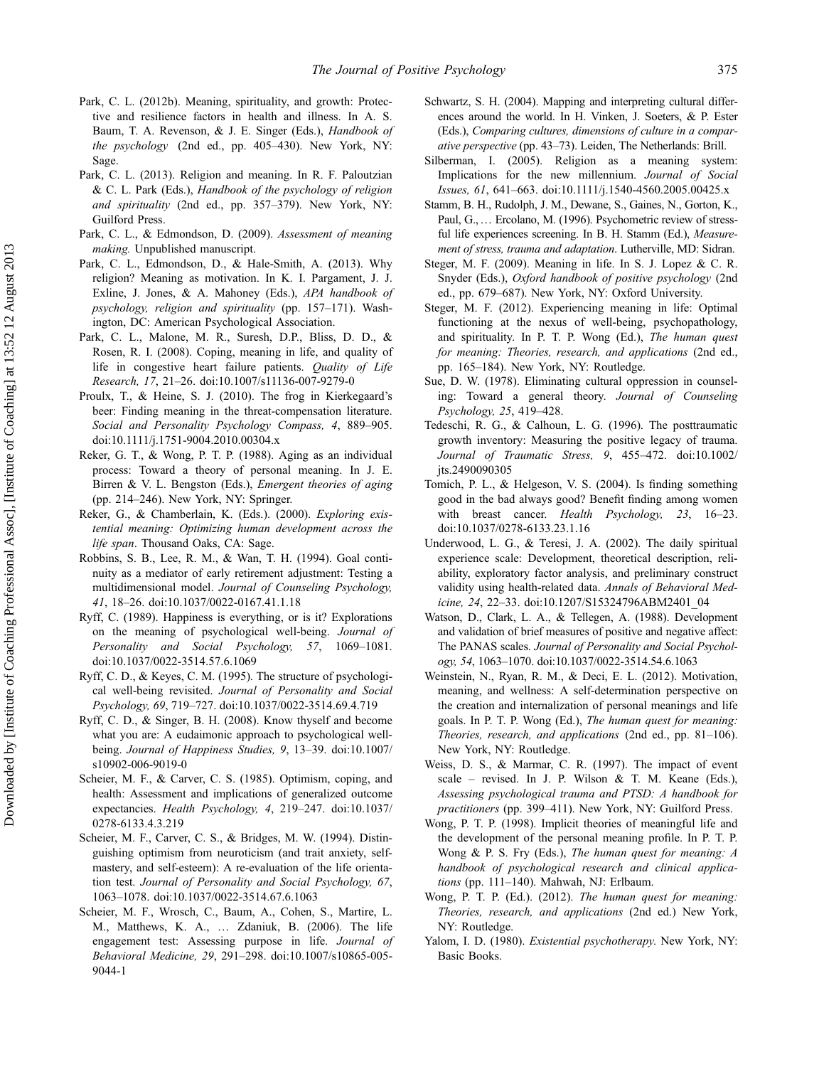Park, C. L. (2012b). Meaning, spirituality, and growth: Protective and resilience factors in health and illness. In A. S. Baum, T. A. Revenson, & J. E. Singer (Eds.), *Handbook of the psychology* (2nd ed., pp. 405–430). New York, NY: Sage.

Park, C. L. (2013). Religion and meaning. In R. F. Paloutzian & C. L. Park (Eds.), *Handbook of the psychology of religion and spirituality* (2nd ed., pp. 357–379). New York, NY: Guilford Press.

Park, C. L., & Edmondson, D. (2009). *Assessment of meaning making.* Unpublished manuscript.

Park, C. L., Edmondson, D., & Hale-Smith, A. (2013). Why religion? Meaning as motivation. In K. I. Pargament, J. J. Exline, J. Jones, & A. Mahoney (Eds.), *APA handbook of psychology, religion and spirituality* (pp. 157–171). Washington, DC: American Psychological Association.

Park, C. L., Malone, M. R., Suresh, D.P., Bliss, D. D., & Rosen, R. I. (2008). Coping, meaning in life, and quality of life in congestive heart failure patients. *Quality of Life Research, 17*, 21–26. doi:10.1007/s11136-007-9279-0

Proulx, T., & Heine, S. J. (2010). The frog in Kierkegaard's beer: Finding meaning in the threat-compensation literature. *Social and Personality Psychology Compass, 4*, 889–905. doi:10.1111/j.1751-9004.2010.00304.x

Reker, G. T., & Wong, P. T. P. (1988). Aging as an individual process: Toward a theory of personal meaning. In J. E. Birren & V. L. Bengston (Eds.), *Emergent theories of aging* (pp. 214–246). New York, NY: Springer.

Reker, G., & Chamberlain, K. (Eds.). (2000). *Exploring existential meaning: Optimizing human development across the life span*. Thousand Oaks, CA: Sage.

Robbins, S. B., Lee, R. M., & Wan, T. H. (1994). Goal continuity as a mediator of early retirement adjustment: Testing a multidimensional model. *Journal of Counseling Psychology, 41*, 18–26. doi:10.1037/0022-0167.41.1.18

Ryff, C. (1989). Happiness is everything, or is it? Explorations on the meaning of psychological well-being. *Journal of Personality and Social Psychology, 57*, 1069–1081. doi:10.1037/0022-3514.57.6.1069

Ryff, C. D., & Keyes, C. M. (1995). The structure of psychological well-being revisited. *Journal of Personality and Social Psychology, 69*, 719–727. doi:10.1037/0022-3514.69.4.719

Ryff, C. D., & Singer, B. H. (2008). Know thyself and become what you are: A eudaimonic approach to psychological well-being. *Journal of Happiness Studies, 9*, 13–39. doi:10.1007/s10902-006-9019-0

Scheier, M. F., & Carver, C. S. (1985). Optimism, coping, and health: Assessment and implications of generalized outcome expectancies. *Health Psychology, 4*, 219–247. doi:10.1037/0278-6133.4.3.219

Scheier, M. F., Carver, C. S., & Bridges, M. W. (1994). Distinguishing optimism from neuroticism (and trait anxiety, self-mastery, and self-esteem): A re-evaluation of the life orientation test. *Journal of Personality and Social Psychology, 67*, 1063–1078. doi:10.1037/0022-3514.67.6.1063

Scheier, M. F., Wrosch, C., Baum, A., Cohen, S., Martire, L. M., Matthews, K. A., … Zdaniuk, B. (2006). The life engagement test: Assessing purpose in life. *Journal of Behavioral Medicine, 29*, 291–298. doi:10.1007/s10865-005-9044-1

Schwartz, S. H. (2004). Mapping and interpreting cultural differences around the world. In H. Vinken, J. Soeters, & P. Ester (Eds.), *Comparing cultures, dimensions of culture in a comparative perspective* (pp. 43–73). Leiden, The Netherlands: Brill.

Silberman, I. (2005). Religion as a meaning system: Implications for the new millennium. *Journal of Social Issues, 61*, 641–663. doi:10.1111/j.1540-4560.2005.00425.x

Stamm, B. H., Rudolph, J. M., Dewane, S., Gaines, N., Gorton, K., Paul, G., … Ercolano, M. (1996). Psychometric review of stressful life experiences screening. In B. H. Stamm (Ed.), *Measurement of stress, trauma and adaptation*. Lutherville, MD: Sidran.

Steger, M. F. (2009). Meaning in life. In S. J. Lopez & C. R. Snyder (Eds.), *Oxford handbook of positive psychology* (2nd ed., pp. 679–687). New York, NY: Oxford University.

Steger, M. F. (2012). Experiencing meaning in life: Optimal functioning at the nexus of well-being, psychopathology, and spirituality. In P. T. P. Wong (Ed.), *The human quest for meaning: Theories, research, and applications* (2nd ed., pp. 165–184). New York, NY: Routledge.

Sue, D. W. (1978). Eliminating cultural oppression in counseling: Toward a general theory. *Journal of Counseling Psychology, 25*, 419–428.

Tedeschi, R. G., & Calhoun, L. G. (1996). The posttraumatic growth inventory: Measuring the positive legacy of trauma. *Journal of Traumatic Stress, 9*, 455–472. doi:10.1002/jts.2490090305

Tomich, P. L., & Helgeson, V. S. (2004). Is finding something good in the bad always good? Benefit finding among women with breast cancer. *Health Psychology, 23*, 16–23. doi:10.1037/0278-6133.23.1.16

Underwood, L. G., & Teresi, J. A. (2002). The daily spiritual experience scale: Development, theoretical description, reliability, exploratory factor analysis, and preliminary construct validity using health-related data. *Annals of Behavioral Medicine, 24*, 22–33. doi:10.1207/S15324796ABM2401_04

Watson, D., Clark, L. A., & Tellegen, A. (1988). Development and validation of brief measures of positive and negative affect: The PANAS scales. *Journal of Personality and Social Psychology, 54*, 1063–1070. doi:10.1037/0022-3514.54.6.1063

Weinstein, N., Ryan, R. M., & Deci, E. L. (2012). Motivation, meaning, and wellness: A self-determination perspective on the creation and internalization of personal meanings and life goals. In P. T. P. Wong (Ed.), *The human quest for meaning: Theories, research, and applications* (2nd ed., pp. 81–106). New York, NY: Routledge.

Weiss, D. S., & Marmar, C. R. (1997). The impact of event scale – revised. In J. P. Wilson & T. M. Keane (Eds.), *Assessing psychological trauma and PTSD: A handbook for practitioners* (pp. 399–411). New York, NY: Guilford Press.

Wong, P. T. P. (1998). Implicit theories of meaningful life and the development of the personal meaning profile. In P. T. P. Wong & P. S. Fry (Eds.), *The human quest for meaning: A handbook of psychological research and clinical applications* (pp. 111–140). Mahwah, NJ: Erlbaum.

Wong, P. T. P. (Ed.). (2012). *The human quest for meaning: Theories, research, and applications* (2nd ed.) New York, NY: Routledge.

Yalom, I. D. (1980). *Existential psychotherapy*. New York, NY: Basic Books.